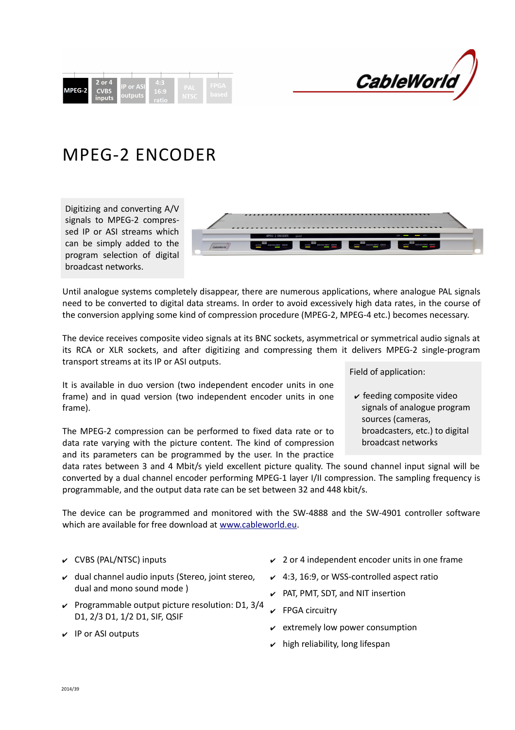MPEG-2 | 2 or 4 CVBS inputs | IP or ASI outputs | 4:3 16:9 ratio | PAL NTSC | FPGA based

CableWorld

# MPEG-2 ENCODER

Digitizing and converting A/V signals to MPEG-2 compressed IP or ASI streams which can be simply added to the program selection of digital broadcast networks.

Until analogue systems completely disappear, there are numerous applications, where analogue PAL signals need to be converted to digital data streams. In order to avoid excessively high data rates, in the course of the conversion applying some kind of compression procedure (MPEG-2, MPEG-4 etc.) becomes necessary.

The device receives composite video signals at its BNC sockets, asymmetrical or symmetrical audio signals at its RCA or XLR sockets, and after digitizing and compressing them it delivers MPEG-2 single-program transport streams at its IP or ASI outputs.

It is available in duo version (two independent encoder units in one frame) and in quad version (two independent encoder units in one frame).

The MPEG-2 compression can be performed to fixed data rate or to data rate varying with the picture content. The kind of compression and its parameters can be programmed by the user. In the practice data rates between 3 and 4 Mbit/s yield excellent picture quality. The sound channel input signal will be converted by a dual channel encoder performing MPEG-1 layer I/II compression. The sampling frequency is programmable, and the output data rate can be set between 32 and 448 kbit/s.

Field of application:

- feeding composite video signals of analogue program sources (cameras, broadcasters, etc.) to digital broadcast networks

The device can be programmed and monitored with the SW-4888 and the SW-4901 controller software which are available for free download at www.cableworld.eu.

- CVBS (PAL/NTSC) inputs
- dual channel audio inputs (Stereo, joint stereo, dual and mono sound mode )
- Programmable output picture resolution: D1, 3/4 D1, 2/3 D1, 1/2 D1, SIF, QSIF
- IP or ASI outputs
- 2 or 4 independent encoder units in one frame
- 4:3, 16:9, or WSS-controlled aspect ratio
- PAT, PMT, SDT, and NIT insertion
- FPGA circuitry
- extremely low power consumption
- high reliability, long lifespan

2014/39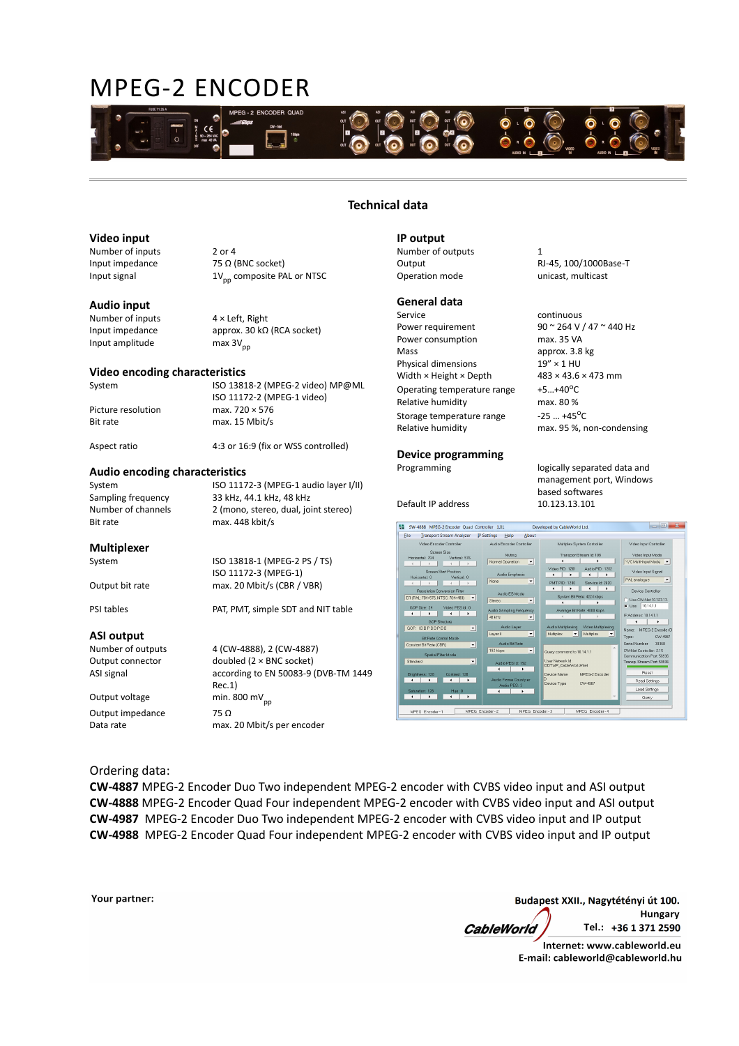# MPEG-2 ENCODER

## Technical data

### Video input

| | |
|---|---|
| Number of inputs | 2 or 4 |
| Input impedance | 75 Ω (BNC socket) |
| Input signal | $1V_{pp}$ composite PAL or NTSC |

### Audio input

| | |
|---|---|
| Number of inputs | 4 × Left, Right |
| Input impedance | approx. 30 kΩ (RCA socket) |
| Input amplitude | max $3V_{pp}$ |

### Video encoding characteristics

| | |
|---|---|
| System | ISO 13818-2 (MPEG-2 video) MP@ML<br>ISO 11172-2 (MPEG-1 video) |
| Picture resolution | max. 720 × 576 |
| Bit rate | max. 15 Mbit/s |
| Aspect ratio | 4:3 or 16:9 (fix or WSS controlled) |

### Audio encoding characteristics

| | |
|---|---|
| System | ISO 11172-3 (MPEG-1 audio layer I/II) |
| Sampling frequency | 33 kHz, 44.1 kHz, 48 kHz |
| Number of channels | 2 (mono, stereo, dual, joint stereo) |
| Bit rate | max. 448 kbit/s |

### Multiplexer

| | |
|---|---|
| System | ISO 13818-1 (MPEG-2 PS / TS)<br>ISO 11172-1 (MPEG-1) |
| Output bit rate | max. 20 Mbit/s (CBR / VBR) |
| PSI tables | PAT, PMT, simple SDT and NIT table |

### ASI output

| | |
|---|---|
| Number of outputs | 4 (CW-4888), 2 (CW-4887) |
| Output connector | doubled (2 × BNC socket) |
| ASI signal | according to EN 50083-9 (DVB-TM 1449 Rec.1) |
| Output voltage | min. 800 $mV_{pp}$ |
| Output impedance | 75 Ω |
| Data rate | max. 20 Mbit/s per encoder |

### IP output

| | |
|---|---|
| Number of outputs | 1 |
| Output | RJ-45, 100/1000Base-T |
| Operation mode | unicast, multicast |

### General data

| | |
|---|---|
| Service | continuous |
| Power requirement | 90 ~ 264 V / 47 ~ 440 Hz |
| Power consumption | max. 35 VA |
| Mass | approx. 3.8 kg |
| Physical dimensions | 19" × 1 HU |
| Width × Height × Depth | 483 × 43.6 × 473 mm |
| Operating temperature range | +5...+40°C |
| Relative humidity | max. 80 % |
| Storage temperature range | -25 ... +45°C |
| Relative humidity | max. 95 %, non-condensing |

### Device programming

| | |
|---|---|
| Programming | logically separated data and management port, Windows based softwares |
| Default IP address | 10.123.13.101 |

Ordering data:

**CW-4887** MPEG-2 Encoder Duo Two independent MPEG-2 encoder with CVBS video input and ASI output
**CW-4888** MPEG-2 Encoder Quad Four independent MPEG-2 encoder with CVBS video input and ASI output
**CW-4987** MPEG-2 Encoder Duo Two independent MPEG-2 encoder with CVBS video input and IP output
**CW-4988** MPEG-2 Encoder Quad Four independent MPEG-2 encoder with CVBS video input and IP output

**Your partner:**

**Budapest XXII., Nagytétényi út 100.**
**Hungary**
**Tel.: +36 1 371 2590**
**Internet: www.cableworld.eu**
**E-mail: cableworld@cableworld.hu**